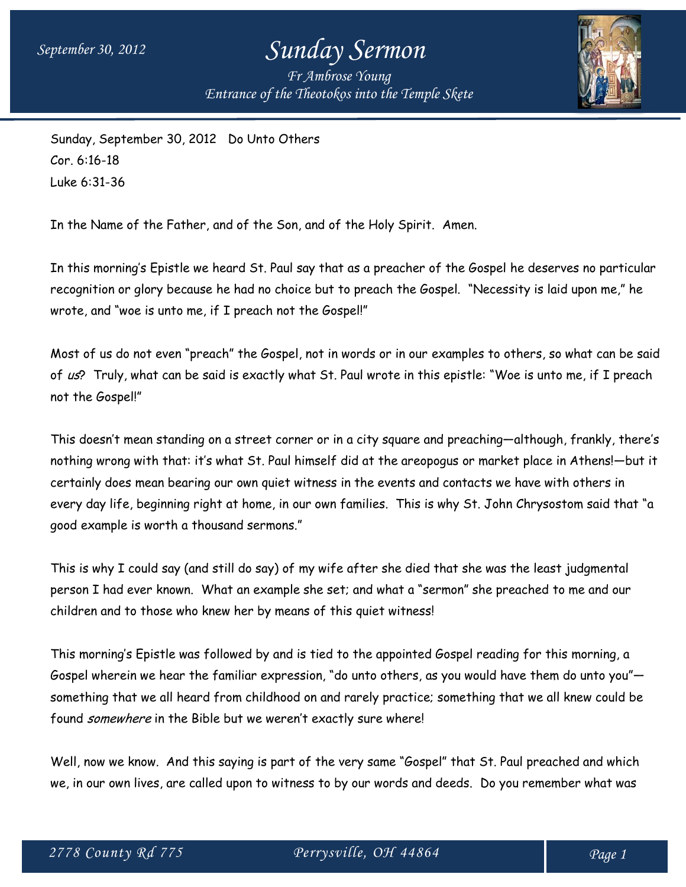# Sunday Sermon

*Fr Ambrose Young*
*Entrance of the Theotokos into the Temple Skete*

Sunday, September 30, 2012 Do Unto Others
Cor. 6:16-18
Luke 6:31-36

In the Name of the Father, and of the Son, and of the Holy Spirit. Amen.

In this morning's Epistle we heard St. Paul say that as a preacher of the Gospel he deserves no particular recognition or glory because he had no choice but to preach the Gospel. "Necessity is laid upon me," he wrote, and "woe is unto me, if I preach not the Gospel!"

Most of us do not even "preach" the Gospel, not in words or in our examples to others, so what can be said of *us*? Truly, what can be said is exactly what St. Paul wrote in this epistle: "Woe is unto me, if I preach not the Gospel!"

This doesn't mean standing on a street corner or in a city square and preaching—although, frankly, there's nothing wrong with that: it's what St. Paul himself did at the areopogus or market place in Athens!—but it certainly does mean bearing our own quiet witness in the events and contacts we have with others in every day life, beginning right at home, in our own families. This is why St. John Chrysostom said that "a good example is worth a thousand sermons."

This is why I could say (and still do say) of my wife after she died that she was the least judgmental person I had ever known. What an example she set; and what a "sermon" she preached to me and our children and to those who knew her by means of this quiet witness!

This morning's Epistle was followed by and is tied to the appointed Gospel reading for this morning, a Gospel wherein we hear the familiar expression, "do unto others, as you would have them do unto you"—something that we all heard from childhood on and rarely practice; something that we all knew could be found *somewhere* in the Bible but we weren't exactly sure where!

Well, now we know. And this saying is part of the very same "Gospel" that St. Paul preached and which we, in our own lives, are called upon to witness to by our words and deeds. Do you remember what was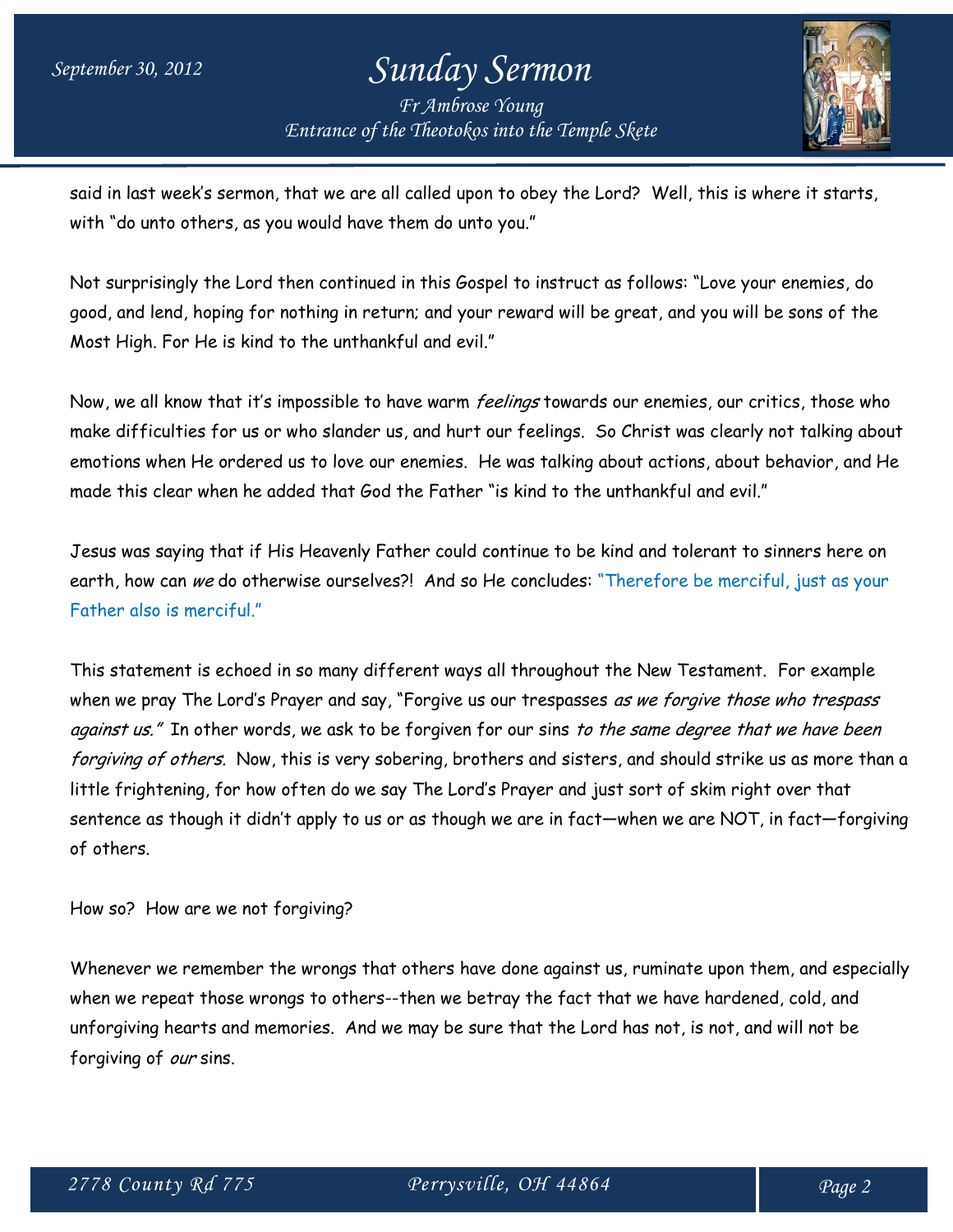said in last week's sermon, that we are all called upon to obey the Lord? Well, this is where it starts, with "do unto others, as you would have them do unto you."

Not surprisingly the Lord then continued in this Gospel to instruct as follows: "Love your enemies, do good, and lend, hoping for nothing in return; and your reward will be great, and you will be sons of the Most High. For He is kind to the unthankful and evil."

Now, we all know that it's impossible to have warm *feelings* towards our enemies, our critics, those who make difficulties for us or who slander us, and hurt our feelings. So Christ was clearly not talking about emotions when He ordered us to love our enemies. He was talking about actions, about behavior, and He made this clear when he added that God the Father "is kind to the unthankful and evil."

Jesus was saying that if His Heavenly Father could continue to be kind and tolerant to sinners here on earth, how can *we* do otherwise ourselves?! And so He concludes: "Therefore be merciful, just as your Father also is merciful."

This statement is echoed in so many different ways all throughout the New Testament. For example when we pray The Lord's Prayer and say, "Forgive us our trespasses *as we forgive those who trespass against us."* In other words, we ask to be forgiven for our sins *to the same degree that we have been forgiving of others.* Now, this is very sobering, brothers and sisters, and should strike us as more than a little frightening, for how often do we say The Lord's Prayer and just sort of skim right over that sentence as though it didn't apply to us or as though we are in fact—when we are NOT, in fact—forgiving of others.

How so? How are we not forgiving?

Whenever we remember the wrongs that others have done against us, ruminate upon them, and especially when we repeat those wrongs to others--then we betray the fact that we have hardened, cold, and unforgiving hearts and memories. And we may be sure that the Lord has not, is not, and will not be forgiving of *our* sins.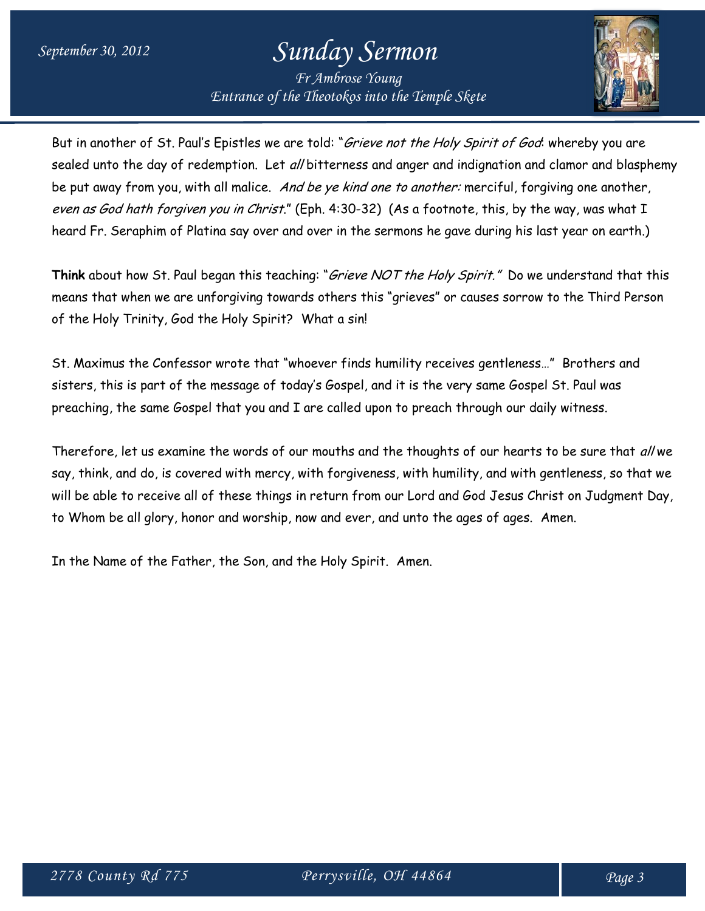But in another of St. Paul's Epistles we are told: "*Grieve not the Holy Spirit of God*: whereby you are sealed unto the day of redemption. Let *all* bitterness and anger and indignation and clamor and blasphemy be put away from you, with all malice. *And be ye kind one to another:* merciful, forgiving one another, *even as God hath forgiven you in Christ*." (Eph. 4:30-32) (As a footnote, this, by the way, was what I heard Fr. Seraphim of Platina say over and over in the sermons he gave during his last year on earth.)

**Think** about how St. Paul began this teaching: "*Grieve NOT the Holy Spirit.*" Do we understand that this means that when we are unforgiving towards others this "grieves" or causes sorrow to the Third Person of the Holy Trinity, God the Holy Spirit? What a sin!

St. Maximus the Confessor wrote that "whoever finds humility receives gentleness…" Brothers and sisters, this is part of the message of today's Gospel, and it is the very same Gospel St. Paul was preaching, the same Gospel that you and I are called upon to preach through our daily witness.

Therefore, let us examine the words of our mouths and the thoughts of our hearts to be sure that *all* we say, think, and do, is covered with mercy, with forgiveness, with humility, and with gentleness, so that we will be able to receive all of these things in return from our Lord and God Jesus Christ on Judgment Day, to Whom be all glory, honor and worship, now and ever, and unto the ages of ages. Amen.

In the Name of the Father, the Son, and the Holy Spirit. Amen.